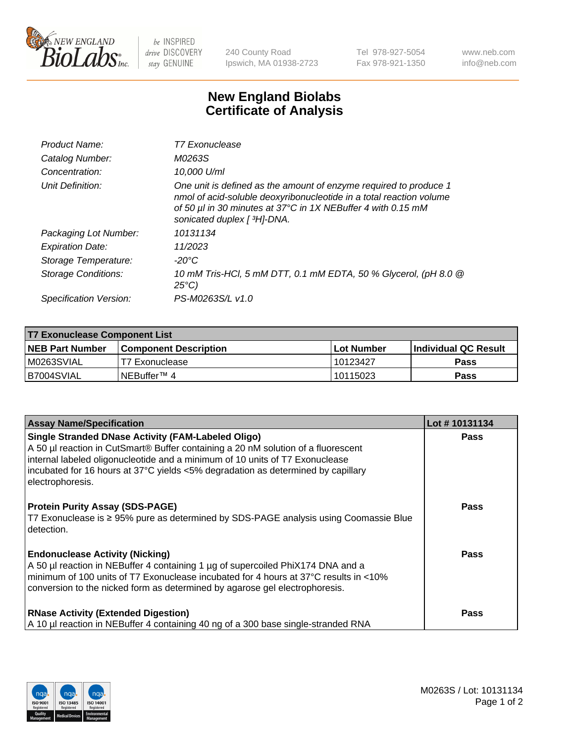# New England Biolabs
# Certificate of Analysis

| | |
|---|---|
| *Product Name:* | *T7 Exonuclease* |
| *Catalog Number:* | *M0263S* |
| *Concentration:* | *10,000 U/ml* |
| *Unit Definition:* | *One unit is defined as the amount of enzyme required to produce 1 nmol of acid-soluble deoxyribonucleotide in a total reaction volume of 50 µl in 30 minutes at 37°C in 1X NEBuffer 4 with 0.15 mM sonicated duplex [ $^3$H]-DNA.* |
| *Packaging Lot Number:* | *10131134* |
| *Expiration Date:* | *11/2023* |
| *Storage Temperature:* | *-20°C* |
| *Storage Conditions:* | *10 mM Tris-HCl, 5 mM DTT, 0.1 mM EDTA, 50 % Glycerol, (pH 8.0 @ 25°C)* |
| *Specification Version:* | *PS-M0263S/L v1.0* |

| **T7 Exonuclease Component List** | | | |
|---|---|---|---|
| **NEB Part Number** | **Component Description** | **Lot Number** | **Individual QC Result** |
| M0263SVIAL | T7 Exonuclease | 10123427 | **Pass** |
| B7004SVIAL | NEBuffer™ 4 | 10115023 | **Pass** |

| **Assay Name/Specification** | **Lot # 10131134** |
|---|---|
| **Single Stranded DNase Activity (FAM-Labeled Oligo)**<br>A 50 µl reaction in CutSmart® Buffer containing a 20 nM solution of a fluorescent internal labeled oligonucleotide and a minimum of 10 units of T7 Exonuclease incubated for 16 hours at 37°C yields <5% degradation as determined by capillary electrophoresis. | **Pass** |
| **Protein Purity Assay (SDS-PAGE)**<br>T7 Exonuclease is ≥ 95% pure as determined by SDS-PAGE analysis using Coomassie Blue detection. | **Pass** |
| **Endonuclease Activity (Nicking)**<br>A 50 µl reaction in NEBuffer 4 containing 1 µg of supercoiled PhiX174 DNA and a minimum of 100 units of T7 Exonuclease incubated for 4 hours at 37°C results in <10% conversion to the nicked form as determined by agarose gel electrophoresis. | **Pass** |
| **RNase Activity (Extended Digestion)**<br>A 10 µl reaction in NEBuffer 4 containing 40 ng of a 300 base single-stranded RNA | **Pass** |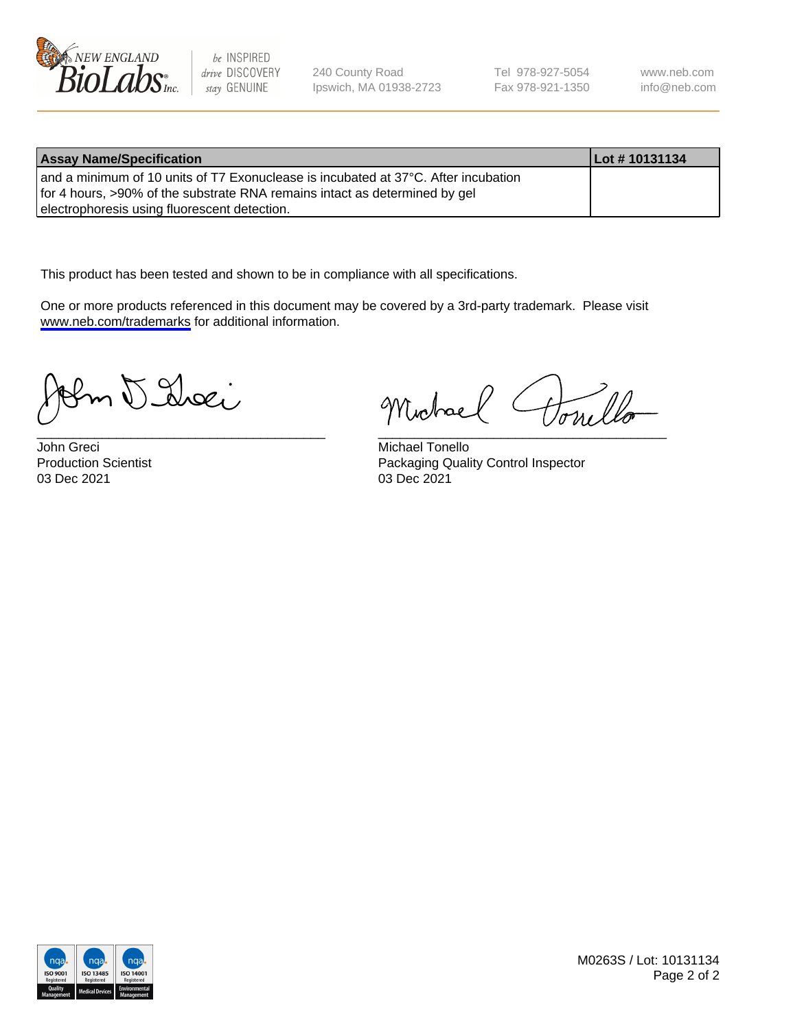| Assay Name/Specification | Lot # 10131134 |
|---|---|
| and a minimum of 10 units of T7 Exonuclease is incubated at 37°C. After incubation for 4 hours, >90% of the substrate RNA remains intact as determined by gel electrophoresis using fluorescent detection. | |

This product has been tested and shown to be in compliance with all specifications.

One or more products referenced in this document may be covered by a 3rd-party trademark. Please visit www.neb.com/trademarks for additional information.

John Greci
Production Scientist
03 Dec 2021

Michael Tonello
Packaging Quality Control Inspector
03 Dec 2021

M0263S / Lot: 10131134